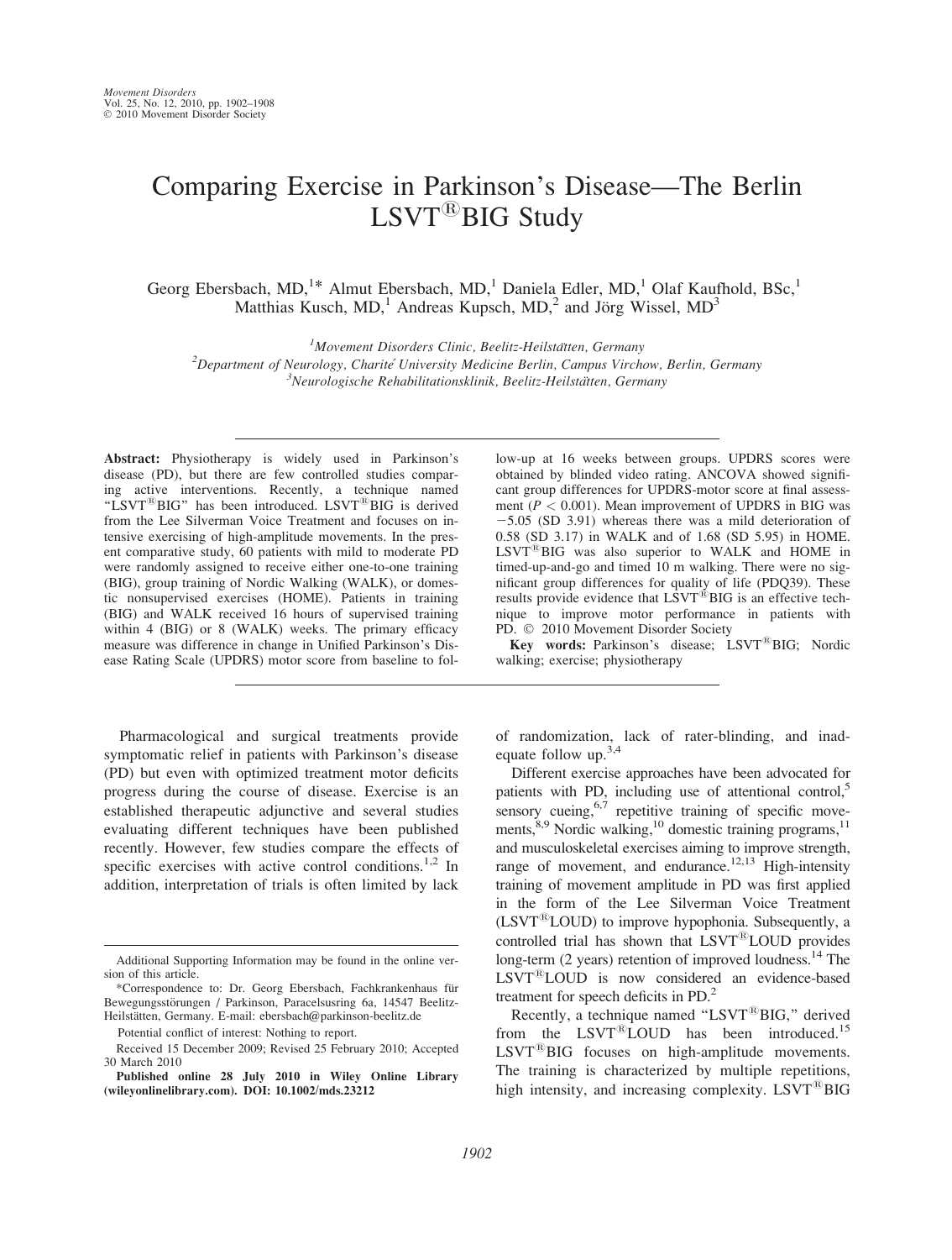# Comparing Exercise in Parkinson's Disease—The Berlin LSVT®BIG Study

Georg Ebersbach, MD,[1]* Almut Ebersbach, MD,[1] Daniela Edler, MD,[1] Olaf Kaufhold, BSc,[1] Matthias Kusch, MD,[1] Andreas Kupsch, MD,[2] and Jörg Wissel, MD[3]

[1]*Movement Disorders Clinic, Beelitz-Heilstätten, Germany*
[2]*Department of Neurology, Charité University Medicine Berlin, Campus Virchow, Berlin, Germany*
[3]*Neurologische Rehabilitationsklinik, Beelitz-Heilstätten, Germany*

**Abstract:** Physiotherapy is widely used in Parkinson's disease (PD), but there are few controlled studies comparing active interventions. Recently, a technique named "LSVT®BIG" has been introduced. LSVT®BIG is derived from the Lee Silverman Voice Treatment and focuses on intensive exercising of high-amplitude movements. In the present comparative study, 60 patients with mild to moderate PD were randomly assigned to receive either one-to-one training (BIG), group training of Nordic Walking (WALK), or domestic nonsupervised exercises (HOME). Patients in training (BIG) and WALK received 16 hours of supervised training within 4 (BIG) or 8 (WALK) weeks. The primary efficacy measure was difference in change in Unified Parkinson's Disease Rating Scale (UPDRS) motor score from baseline to follow-up at 16 weeks between groups. UPDRS scores were obtained by blinded video rating. ANCOVA showed significant group differences for UPDRS-motor score at final assessment ($P < 0.001$). Mean improvement of UPDRS in BIG was −5.05 (SD 3.91) whereas there was a mild deterioration of 0.58 (SD 3.17) in WALK and of 1.68 (SD 5.95) in HOME. LSVT®BIG was also superior to WALK and HOME in timed-up-and-go and timed 10 m walking. There were no significant group differences for quality of life (PDQ39). These results provide evidence that LSVT®BIG is an effective technique to improve motor performance in patients with PD. © 2010 Movement Disorder Society

**Key words:** Parkinson's disease; LSVT®BIG; Nordic walking; exercise; physiotherapy

Pharmacological and surgical treatments provide symptomatic relief in patients with Parkinson's disease (PD) but even with optimized treatment motor deficits progress during the course of disease. Exercise is an established therapeutic adjunctive and several studies evaluating different techniques have been published recently. However, few studies compare the effects of specific exercises with active control conditions.[1,2] In addition, interpretation of trials is often limited by lack of randomization, lack of rater-blinding, and inadequate follow up.[3,4]

Different exercise approaches have been advocated for patients with PD, including use of attentional control,[5] sensory cueing,[6,7] repetitive training of specific movements,[8,9] Nordic walking,[10] domestic training programs,[11] and musculoskeletal exercises aiming to improve strength, range of movement, and endurance.[12,13] High-intensity training of movement amplitude in PD was first applied in the form of the Lee Silverman Voice Treatment (LSVT®LOUD) to improve hypophonia. Subsequently, a controlled trial has shown that LSVT®LOUD provides long-term (2 years) retention of improved loudness.[14] The LSVT®LOUD is now considered an evidence-based treatment for speech deficits in PD.[2]

Recently, a technique named "LSVT®BIG," derived from the LSVT®LOUD has been introduced.[15] LSVT®BIG focuses on high-amplitude movements. The training is characterized by multiple repetitions, high intensity, and increasing complexity. LSVT®BIG

---

Additional Supporting Information may be found in the online version of this article.

*Correspondence to: Dr. Georg Ebersbach, Fachkrankenhaus für Bewegungsstörungen / Parkinson, Paracelsusring 6a, 14547 Beelitz-Heilstätten, Germany. E-mail: ebersbach@parkinson-beelitz.de

Potential conflict of interest: Nothing to report.

Received 15 December 2009; Revised 25 February 2010; Accepted 30 March 2010

**Published online 28 July 2010 in Wiley Online Library (wileyonlinelibrary.com). DOI: 10.1002/mds.23212**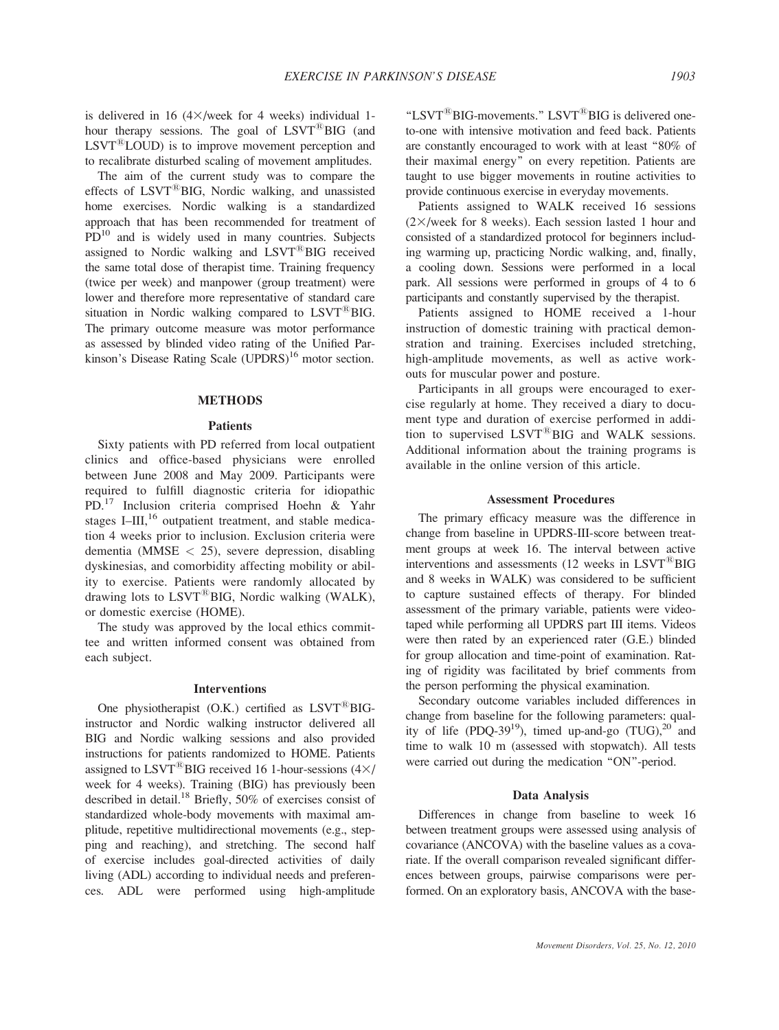is delivered in 16 (4×/week for 4 weeks) individual 1-hour therapy sessions. The goal of LSVT®BIG (and LSVT®LOUD) is to improve movement perception and to recalibrate disturbed scaling of movement amplitudes.

The aim of the current study was to compare the effects of LSVT®BIG, Nordic walking, and unassisted home exercises. Nordic walking is a standardized approach that has been recommended for treatment of PD[10] and is widely used in many countries. Subjects assigned to Nordic walking and LSVT®BIG received the same total dose of therapist time. Training frequency (twice per week) and manpower (group treatment) were lower and therefore more representative of standard care situation in Nordic walking compared to LSVT®BIG. The primary outcome measure was motor performance as assessed by blinded video rating of the Unified Parkinson's Disease Rating Scale (UPDRS)[16] motor section.

## METHODS

### Patients

Sixty patients with PD referred from local outpatient clinics and office-based physicians were enrolled between June 2008 and May 2009. Participants were required to fulfill diagnostic criteria for idiopathic PD.[17] Inclusion criteria comprised Hoehn & Yahr stages I–III,[16] outpatient treatment, and stable medication 4 weeks prior to inclusion. Exclusion criteria were dementia (MMSE $< 25$), severe depression, disabling dyskinesias, and comorbidity affecting mobility or ability to exercise. Patients were randomly allocated by drawing lots to LSVT®BIG, Nordic walking (WALK), or domestic exercise (HOME).

The study was approved by the local ethics committee and written informed consent was obtained from each subject.

### Interventions

One physiotherapist (O.K.) certified as LSVT®BIG-instructor and Nordic walking instructor delivered all BIG and Nordic walking sessions and also provided instructions for patients randomized to HOME. Patients assigned to LSVT®BIG received 16 1-hour-sessions (4×/week for 4 weeks). Training (BIG) has previously been described in detail.[18] Briefly, 50% of exercises consist of standardized whole-body movements with maximal amplitude, repetitive multidirectional movements (e.g., stepping and reaching), and stretching. The second half of exercise includes goal-directed activities of daily living (ADL) according to individual needs and preferences. ADL were performed using high-amplitude "LSVT®BIG-movements." LSVT®BIG is delivered one-to-one with intensive motivation and feed back. Patients are constantly encouraged to work with at least "80% of their maximal energy" on every repetition. Patients are taught to use bigger movements in routine activities to provide continuous exercise in everyday movements.

Patients assigned to WALK received 16 sessions (2×/week for 8 weeks). Each session lasted 1 hour and consisted of a standardized protocol for beginners including warming up, practicing Nordic walking, and, finally, a cooling down. Sessions were performed in a local park. All sessions were performed in groups of 4 to 6 participants and constantly supervised by the therapist.

Patients assigned to HOME received a 1-hour instruction of domestic training with practical demonstration and training. Exercises included stretching, high-amplitude movements, as well as active workouts for muscular power and posture.

Participants in all groups were encouraged to exercise regularly at home. They received a diary to document type and duration of exercise performed in addition to supervised LSVT®BIG and WALK sessions. Additional information about the training programs is available in the online version of this article.

### Assessment Procedures

The primary efficacy measure was the difference in change from baseline in UPDRS-III-score between treatment groups at week 16. The interval between active interventions and assessments (12 weeks in LSVT®BIG and 8 weeks in WALK) was considered to be sufficient to capture sustained effects of therapy. For blinded assessment of the primary variable, patients were videotaped while performing all UPDRS part III items. Videos were then rated by an experienced rater (G.E.) blinded for group allocation and time-point of examination. Rating of rigidity was facilitated by brief comments from the person performing the physical examination.

Secondary outcome variables included differences in change from baseline for the following parameters: quality of life (PDQ-39[19]), timed up-and-go (TUG),[20] and time to walk 10 m (assessed with stopwatch). All tests were carried out during the medication "ON"-period.

### Data Analysis

Differences in change from baseline to week 16 between treatment groups were assessed using analysis of covariance (ANCOVA) with the baseline values as a covariate. If the overall comparison revealed significant differences between groups, pairwise comparisons were performed. On an exploratory basis, ANCOVA with the base-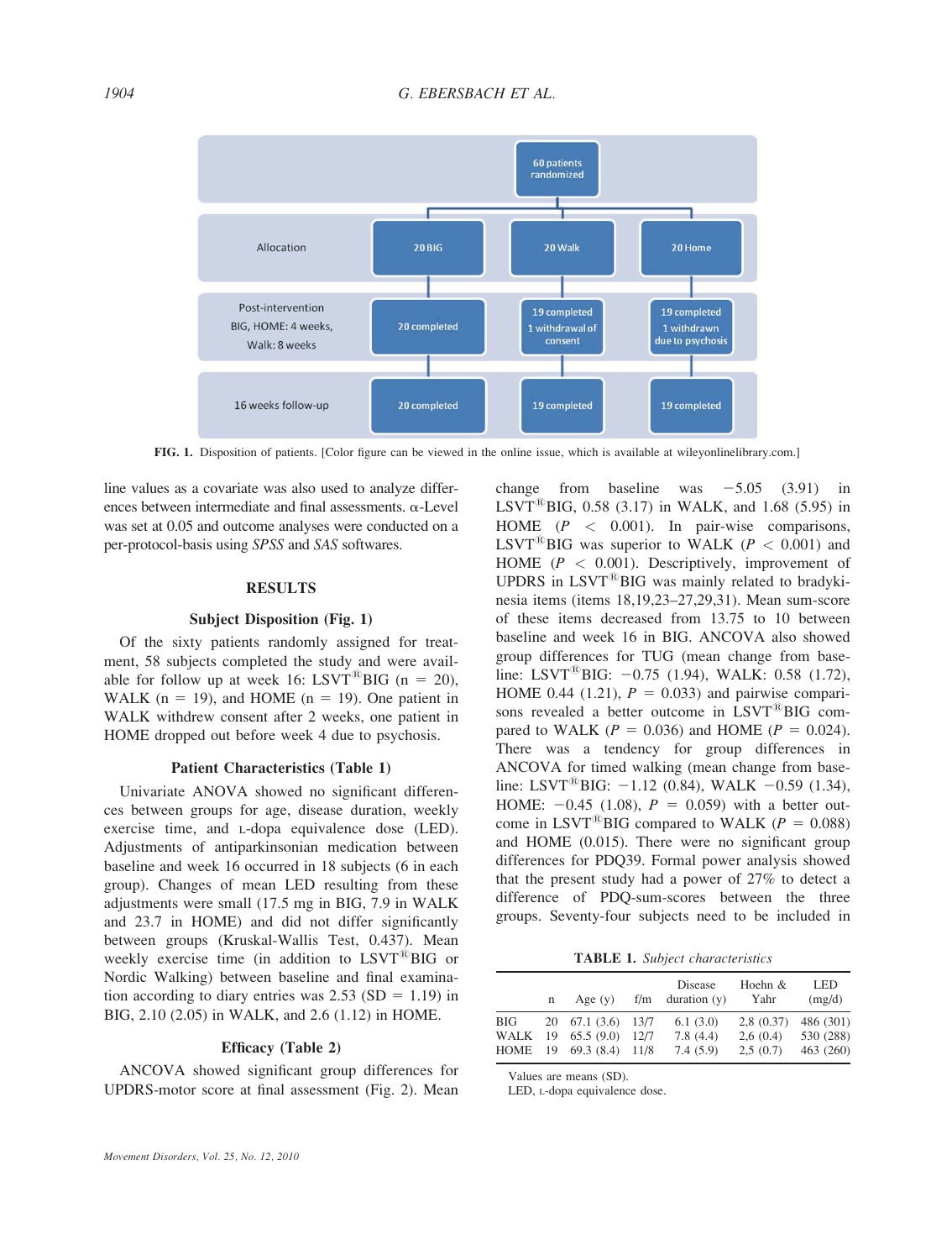FIG. 1. Disposition of patients. [Color figure can be viewed in the online issue, which is available at wileyonlinelibrary.com.]

line values as a covariate was also used to analyze differences between intermediate and final assessments. α-Level was set at 0.05 and outcome analyses were conducted on a per-protocol-basis using *SPSS* and *SAS* softwares.

## RESULTS

### Subject Disposition (Fig. 1)

Of the sixty patients randomly assigned for treatment, 58 subjects completed the study and were available for follow up at week 16: LSVT®BIG (n = 20), WALK (n = 19), and HOME (n = 19). One patient in WALK withdrew consent after 2 weeks, one patient in HOME dropped out before week 4 due to psychosis.

### Patient Characteristics (Table 1)

Univariate ANOVA showed no significant differences between groups for age, disease duration, weekly exercise time, and L-dopa equivalence dose (LED). Adjustments of antiparkinsonian medication between baseline and week 16 occurred in 18 subjects (6 in each group). Changes of mean LED resulting from these adjustments were small (17.5 mg in BIG, 7.9 in WALK and 23.7 in HOME) and did not differ significantly between groups (Kruskal-Wallis Test, 0.437). Mean weekly exercise time (in addition to LSVT®BIG or Nordic Walking) between baseline and final examination according to diary entries was 2.53 (SD = 1.19) in BIG, 2.10 (2.05) in WALK, and 2.6 (1.12) in HOME.

### Efficacy (Table 2)

ANCOVA showed significant group differences for UPDRS-motor score at final assessment (Fig. 2). Mean change from baseline was −5.05 (3.91) in LSVT®BIG, 0.58 (3.17) in WALK, and 1.68 (5.95) in HOME ($P$ < 0.001). In pair-wise comparisons, LSVT®BIG was superior to WALK ($P$ < 0.001) and HOME ($P$ < 0.001). Descriptively, improvement of UPDRS in LSVT®BIG was mainly related to bradykinesia items (items 18,19,23–27,29,31). Mean sum-score of these items decreased from 13.75 to 10 between baseline and week 16 in BIG. ANCOVA also showed group differences for TUG (mean change from baseline: LSVT®BIG: −0.75 (1.94), WALK: 0.58 (1.72), HOME 0.44 (1.21), $P$ = 0.033) and pairwise comparisons revealed a better outcome in LSVT®BIG compared to WALK ($P$ = 0.036) and HOME ($P$ = 0.024). There was a tendency for group differences in ANCOVA for timed walking (mean change from baseline: LSVT®BIG: −1.12 (0.84), WALK −0.59 (1.34), HOME: −0.45 (1.08), $P$ = 0.059) with a better outcome in LSVT®BIG compared to WALK ($P$ = 0.088) and HOME (0.015). There were no significant group differences for PDQ39. Formal power analysis showed that the present study had a power of 27% to detect a difference of PDQ-sum-scores between the three groups. Seventy-four subjects need to be included in

**TABLE 1.** *Subject characteristics*

| | n | Age (y) | f/m | Disease duration (y) | Hoehn & Yahr | LED (mg/d) |
|---|---|---|---|---|---|---|
| BIG | 20 | 67.1 (3.6) | 13/7 | 6.1 (3.0) | 2,8 (0.37) | 486 (301) |
| WALK | 19 | 65.5 (9.0) | 12/7 | 7.8 (4.4) | 2,6 (0.4) | 530 (288) |
| HOME | 19 | 69.3 (8.4) | 11/8 | 7.4 (5.9) | 2,5 (0.7) | 463 (260) |

Values are means (SD).
LED, L-dopa equivalence dose.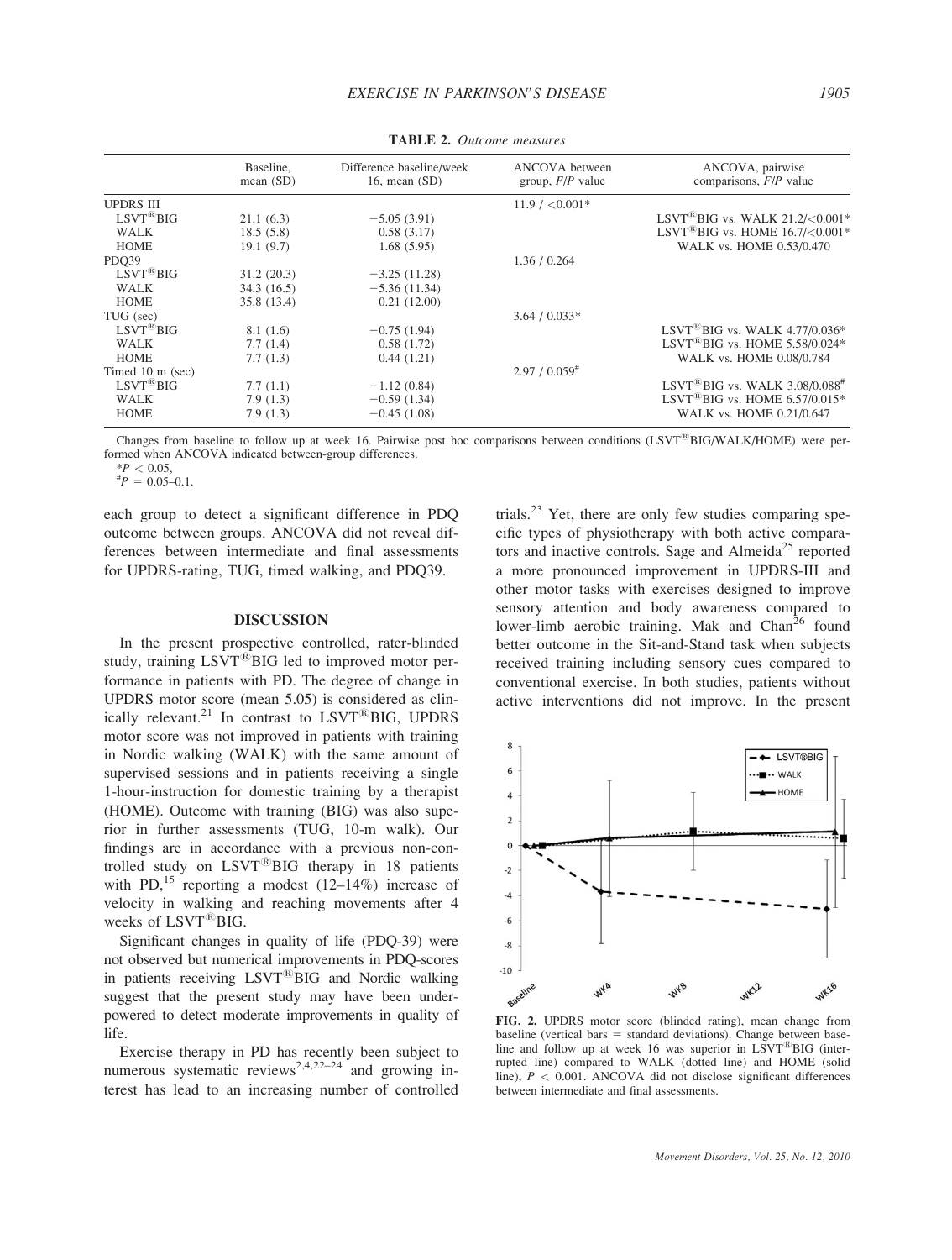**TABLE 2.** *Outcome measures*

| | Baseline, mean (SD) | Difference baseline/week 16, mean (SD) | ANCOVA between group, *F*/*P* value | ANCOVA, pairwise comparisons, *F*/*P* value |
|---|---|---|---|---|
| UPDRS III | | | 11.9 / <0.001* | |
| LSVT®BIG | 21.1 (6.3) | −5.05 (3.91) | | LSVT®BIG vs. WALK 21.2/<0.001* |
| WALK | 18.5 (5.8) | 0.58 (3.17) | | LSVT®BIG vs. HOME 16.7/<0.001* |
| HOME | 19.1 (9.7) | 1.68 (5.95) | | WALK vs. HOME 0.53/0.470 |
| PDQ39 | | | 1.36 / 0.264 | |
| LSVT®BIG | 31.2 (20.3) | −3.25 (11.28) | | |
| WALK | 34.3 (16.5) | −5.36 (11.34) | | |
| HOME | 35.8 (13.4) | 0.21 (12.00) | | |
| TUG (sec) | | | 3.64 / 0.033* | |
| LSVT®BIG | 8.1 (1.6) | −0.75 (1.94) | | LSVT®BIG vs. WALK 4.77/0.036* |
| WALK | 7.7 (1.4) | 0.58 (1.72) | | LSVT®BIG vs. HOME 5.58/0.024* |
| HOME | 7.7 (1.3) | 0.44 (1.21) | | WALK vs. HOME 0.08/0.784 |
| Timed 10 m (sec) | | | 2.97 / 0.059# | |
| LSVT®BIG | 7.7 (1.1) | −1.12 (0.84) | | LSVT®BIG vs. WALK 3.08/0.088# |
| WALK | 7.9 (1.3) | −0.59 (1.34) | | LSVT®BIG vs. HOME 6.57/0.015* |
| HOME | 7.9 (1.3) | −0.45 (1.08) | | WALK vs. HOME 0.21/0.647 |

Changes from baseline to follow up at week 16. Pairwise post hoc comparisons between conditions (LSVT®BIG/WALK/HOME) were performed when ANCOVA indicated between-group differences.

*$P < 0.05$,

#$P = 0.05$–$0.1$.

each group to detect a significant difference in PDQ outcome between groups. ANCOVA did not reveal differences between intermediate and final assessments for UPDRS-rating, TUG, timed walking, and PDQ39.

## DISCUSSION

In the present prospective controlled, rater-blinded study, training LSVT®BIG led to improved motor performance in patients with PD. The degree of change in UPDRS motor score (mean 5.05) is considered as clinically relevant.[21] In contrast to LSVT®BIG, UPDRS motor score was not improved in patients with training in Nordic walking (WALK) with the same amount of supervised sessions and in patients receiving a single 1-hour-instruction for domestic training by a therapist (HOME). Outcome with training (BIG) was also superior in further assessments (TUG, 10-m walk). Our findings are in accordance with a previous non-controlled study on LSVT®BIG therapy in 18 patients with PD,[15] reporting a modest (12–14%) increase of velocity in walking and reaching movements after 4 weeks of LSVT®BIG.

Significant changes in quality of life (PDQ-39) were not observed but numerical improvements in PDQ-scores in patients receiving LSVT®BIG and Nordic walking suggest that the present study may have been underpowered to detect moderate improvements in quality of life.

Exercise therapy in PD has recently been subject to numerous systematic reviews[2,4,22–24] and growing interest has lead to an increasing number of controlled trials.[23] Yet, there are only few studies comparing specific types of physiotherapy with both active comparators and inactive controls. Sage and Almeida[25] reported a more pronounced improvement in UPDRS-III and other motor tasks with exercises designed to improve sensory attention and body awareness compared to lower-limb aerobic training. Mak and Chan[26] found better outcome in the Sit-and-Stand task when subjects received training including sensory cues compared to conventional exercise. In both studies, patients without active interventions did not improve. In the present

**FIG. 2.** UPDRS motor score (blinded rating), mean change from baseline (vertical bars = standard deviations). Change between baseline and follow up at week 16 was superior in LSVT®BIG (interrupted line) compared to WALK (dotted line) and HOME (solid line), $P < 0.001$. ANCOVA did not disclose significant differences between intermediate and final assessments.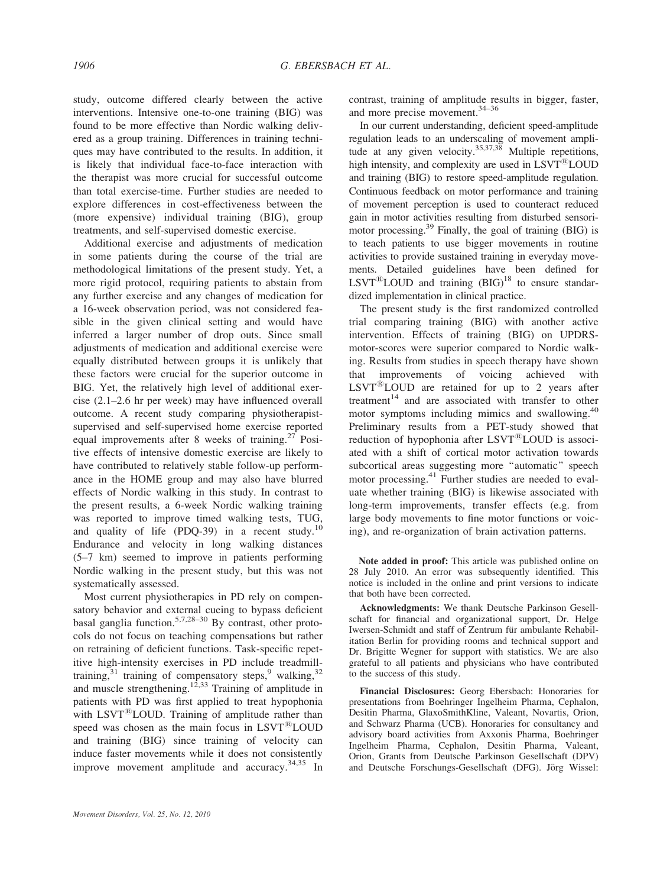study, outcome differed clearly between the active interventions. Intensive one-to-one training (BIG) was found to be more effective than Nordic walking delivered as a group training. Differences in training techniques may have contributed to the results. In addition, it is likely that individual face-to-face interaction with the therapist was more crucial for successful outcome than total exercise-time. Further studies are needed to explore differences in cost-effectiveness between the (more expensive) individual training (BIG), group treatments, and self-supervised domestic exercise.

Additional exercise and adjustments of medication in some patients during the course of the trial are methodological limitations of the present study. Yet, a more rigid protocol, requiring patients to abstain from any further exercise and any changes of medication for a 16-week observation period, was not considered feasible in the given clinical setting and would have inferred a larger number of drop outs. Since small adjustments of medication and additional exercise were equally distributed between groups it is unlikely that these factors were crucial for the superior outcome in BIG. Yet, the relatively high level of additional exercise (2.1–2.6 hr per week) may have influenced overall outcome. A recent study comparing physiotherapist-supervised and self-supervised home exercise reported equal improvements after 8 weeks of training.[27] Positive effects of intensive domestic exercise are likely to have contributed to relatively stable follow-up performance in the HOME group and may also have blurred effects of Nordic walking in this study. In contrast to the present results, a 6-week Nordic walking training was reported to improve timed walking tests, TUG, and quality of life (PDQ-39) in a recent study.[10] Endurance and velocity in long walking distances (5–7 km) seemed to improve in patients performing Nordic walking in the present study, but this was not systematically assessed.

Most current physiotherapies in PD rely on compensatory behavior and external cueing to bypass deficient basal ganglia function.[5,7,28–30] By contrast, other protocols do not focus on teaching compensations but rather on retraining of deficient functions. Task-specific repetitive high-intensity exercises in PD include treadmill-training,[31] training of compensatory steps,[9] walking,[32] and muscle strengthening.[12,33] Training of amplitude in patients with PD was first applied to treat hypophonia with LSVT®LOUD. Training of amplitude rather than speed was chosen as the main focus in LSVT®LOUD and training (BIG) since training of velocity can induce faster movements while it does not consistently improve movement amplitude and accuracy.[34,35] In contrast, training of amplitude results in bigger, faster, and more precise movement.[34–36]

In our current understanding, deficient speed-amplitude regulation leads to an underscaling of movement amplitude at any given velocity.[35,37,38] Multiple repetitions, high intensity, and complexity are used in LSVT®LOUD and training (BIG) to restore speed-amplitude regulation. Continuous feedback on motor performance and training of movement perception is used to counteract reduced gain in motor activities resulting from disturbed sensorimotor processing.[39] Finally, the goal of training (BIG) is to teach patients to use bigger movements in routine activities to provide sustained training in everyday movements. Detailed guidelines have been defined for LSVT®LOUD and training (BIG)[18] to ensure standardized implementation in clinical practice.

The present study is the first randomized controlled trial comparing training (BIG) with another active intervention. Effects of training (BIG) on UPDRS-motor-scores were superior compared to Nordic walking. Results from studies in speech therapy have shown that improvements of voicing achieved with LSVT®LOUD are retained for up to 2 years after treatment[14] and are associated with transfer to other motor symptoms including mimics and swallowing.[40] Preliminary results from a PET-study showed that reduction of hypophonia after LSVT®LOUD is associated with a shift of cortical motor activation towards subcortical areas suggesting more "automatic" speech motor processing.[41] Further studies are needed to evaluate whether training (BIG) is likewise associated with long-term improvements, transfer effects (e.g. from large body movements to fine motor functions or voicing), and re-organization of brain activation patterns.

**Note added in proof:** This article was published online on 28 July 2010. An error was subsequently identified. This notice is included in the online and print versions to indicate that both have been corrected.

**Acknowledgments:** We thank Deutsche Parkinson Gesellschaft for financial and organizational support, Dr. Helge Iwersen-Schmidt and staff of Zentrum für ambulante Rehabilitation Berlin for providing rooms and technical support and Dr. Brigitte Wegner for support with statistics. We are also grateful to all patients and physicians who have contributed to the success of this study.

**Financial Disclosures:** Georg Ebersbach: Honoraries for presentations from Boehringer Ingelheim Pharma, Cephalon, Desitin Pharma, GlaxoSmithKline, Valeant, Novartis, Orion, and Schwarz Pharma (UCB). Honoraries for consultancy and advisory board activities from Axxonis Pharma, Boehringer Ingelheim Pharma, Cephalon, Desitin Pharma, Valeant, Orion, Grants from Deutsche Parkinson Gesellschaft (DPV) and Deutsche Forschungs-Gesellschaft (DFG). Jörg Wissel: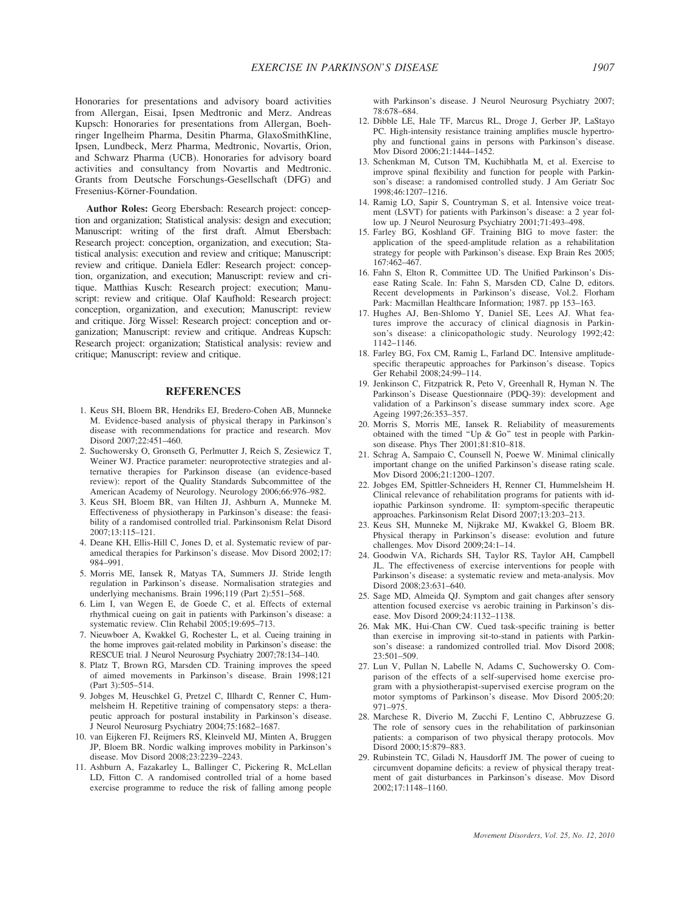Honoraries for presentations and advisory board activities from Allergan, Eisai, Ipsen Medtronic and Merz. Andreas Kupsch: Honoraries for presentations from Allergan, Boehringer Ingelheim Pharma, Desitin Pharma, GlaxoSmithKline, Ipsen, Lundbeck, Merz Pharma, Medtronic, Novartis, Orion, and Schwarz Pharma (UCB). Honoraries for advisory board activities and consultancy from Novartis and Medtronic. Grants from Deutsche Forschungs-Gesellschaft (DFG) and Fresenius-Körner-Foundation.

**Author Roles:** Georg Ebersbach: Research project: conception and organization; Statistical analysis: design and execution; Manuscript: writing of the first draft. Almut Ebersbach: Research project: conception, organization, and execution; Statistical analysis: execution and review and critique; Manuscript: review and critique. Daniela Edler: Research project: conception, organization, and execution; Manuscript: review and critique. Matthias Kusch: Research project: execution; Manuscript: review and critique. Olaf Kaufhold: Research project: conception, organization, and execution; Manuscript: review and critique. Jörg Wissel: Research project: conception and organization; Manuscript: review and critique. Andreas Kupsch: Research project: organization; Statistical analysis: review and critique; Manuscript: review and critique.

## REFERENCES

1. Keus SH, Bloem BR, Hendriks EJ, Bredero-Cohen AB, Munneke M. Evidence-based analysis of physical therapy in Parkinson's disease with recommendations for practice and research. Mov Disord 2007;22:451–460.
2. Suchowersky O, Gronseth G, Perlmutter J, Reich S, Zesiewicz T, Weiner WJ. Practice parameter: neuroprotective strategies and alternative therapies for Parkinson disease (an evidence-based review): report of the Quality Standards Subcommittee of the American Academy of Neurology. Neurology 2006;66:976–982.
3. Keus SH, Bloem BR, van Hilten JJ, Ashburn A, Munneke M. Effectiveness of physiotherapy in Parkinson's disease: the feasibility of a randomised controlled trial. Parkinsonism Relat Disord 2007;13:115–121.
4. Deane KH, Ellis-Hill C, Jones D, et al. Systematic review of paramedical therapies for Parkinson's disease. Mov Disord 2002;17: 984–991.
5. Morris ME, Iansek R, Matyas TA, Summers JJ. Stride length regulation in Parkinson's disease. Normalisation strategies and underlying mechanisms. Brain 1996;119 (Part 2):551–568.
6. Lim I, van Wegen E, de Goede C, et al. Effects of external rhythmical cueing on gait in patients with Parkinson's disease: a systematic review. Clin Rehabil 2005;19:695–713.
7. Nieuwboer A, Kwakkel G, Rochester L, et al. Cueing training in the home improves gait-related mobility in Parkinson's disease: the RESCUE trial. J Neurol Neurosurg Psychiatry 2007;78:134–140.
8. Platz T, Brown RG, Marsden CD. Training improves the speed of aimed movements in Parkinson's disease. Brain 1998;121 (Part 3):505–514.
9. Jobges M, Heuschkel G, Pretzel C, Illhardt C, Renner C, Hummelsheim H. Repetitive training of compensatory steps: a therapeutic approach for postural instability in Parkinson's disease. J Neurol Neurosurg Psychiatry 2004;75:1682–1687.
10. van Eijkeren FJ, Reijmers RS, Kleinveld MJ, Minten A, Bruggen JP, Bloem BR. Nordic walking improves mobility in Parkinson's disease. Mov Disord 2008;23:2239–2243.
11. Ashburn A, Fazakarley L, Ballinger C, Pickering R, McLellan LD, Fitton C. A randomised controlled trial of a home based exercise programme to reduce the risk of falling among people with Parkinson's disease. J Neurol Neurosurg Psychiatry 2007; 78:678–684.
12. Dibble LE, Hale TF, Marcus RL, Droge J, Gerber JP, LaStayo PC. High-intensity resistance training amplifies muscle hypertrophy and functional gains in persons with Parkinson's disease. Mov Disord 2006;21:1444–1452.
13. Schenkman M, Cutson TM, Kuchibhatla M, et al. Exercise to improve spinal flexibility and function for people with Parkinson's disease: a randomised controlled study. J Am Geriatr Soc 1998;46:1207–1216.
14. Ramig LO, Sapir S, Countryman S, et al. Intensive voice treatment (LSVT) for patients with Parkinson's disease: a 2 year follow up. J Neurol Neurosurg Psychiatry 2001;71:493–498.
15. Farley BG, Koshland GF. Training BIG to move faster: the application of the speed-amplitude relation as a rehabilitation strategy for people with Parkinson's disease. Exp Brain Res 2005; 167:462–467.
16. Fahn S, Elton R, Committee UD. The Unified Parkinson's Disease Rating Scale. In: Fahn S, Marsden CD, Calne D, editors. Recent developments in Parkinson's disease, Vol.2. Florham Park: Macmillan Healthcare Information; 1987. pp 153–163.
17. Hughes AJ, Ben-Shlomo Y, Daniel SE, Lees AJ. What features improve the accuracy of clinical diagnosis in Parkinson's disease: a clinicopathologic study. Neurology 1992;42: 1142–1146.
18. Farley BG, Fox CM, Ramig L, Farland DC. Intensive amplitude-specific therapeutic approaches for Parkinson's disease. Topics Ger Rehabil 2008;24:99–114.
19. Jenkinson C, Fitzpatrick R, Peto V, Greenhall R, Hyman N. The Parkinson's Disease Questionnaire (PDQ-39): development and validation of a Parkinson's disease summary index score. Age Ageing 1997;26:353–357.
20. Morris S, Morris ME, Iansek R. Reliability of measurements obtained with the timed "Up & Go" test in people with Parkinson disease. Phys Ther 2001;81:810–818.
21. Schrag A, Sampaio C, Counsell N, Poewe W. Minimal clinically important change on the unified Parkinson's disease rating scale. Mov Disord 2006;21:1200–1207.
22. Jobges EM, Spittler-Schneiders H, Renner CI, Hummelsheim H. Clinical relevance of rehabilitation programs for patients with idiopathic Parkinson syndrome. II: symptom-specific therapeutic approaches. Parkinsonism Relat Disord 2007;13:203–213.
23. Keus SH, Munneke M, Nijkrake MJ, Kwakkel G, Bloem BR. Physical therapy in Parkinson's disease: evolution and future challenges. Mov Disord 2009;24:1–14.
24. Goodwin VA, Richards SH, Taylor RS, Taylor AH, Campbell JL. The effectiveness of exercise interventions for people with Parkinson's disease: a systematic review and meta-analysis. Mov Disord 2008;23:631–640.
25. Sage MD, Almeida QJ. Symptom and gait changes after sensory attention focused exercise vs aerobic training in Parkinson's disease. Mov Disord 2009;24:1132–1138.
26. Mak MK, Hui-Chan CW. Cued task-specific training is better than exercise in improving sit-to-stand in patients with Parkinson's disease: a randomized controlled trial. Mov Disord 2008; 23:501–509.
27. Lun V, Pullan N, Labelle N, Adams C, Suchowersky O. Comparison of the effects of a self-supervised home exercise program with a physiotherapist-supervised exercise program on the motor symptoms of Parkinson's disease. Mov Disord 2005;20: 971–975.
28. Marchese R, Diverio M, Zucchi F, Lentino C, Abbruzzese G. The role of sensory cues in the rehabilitation of parkinsonian patients: a comparison of two physical therapy protocols. Mov Disord 2000;15:879–883.
29. Rubinstein TC, Giladi N, Hausdorff JM. The power of cueing to circumvent dopamine deficits: a review of physical therapy treatment of gait disturbances in Parkinson's disease. Mov Disord 2002;17:1148–1160.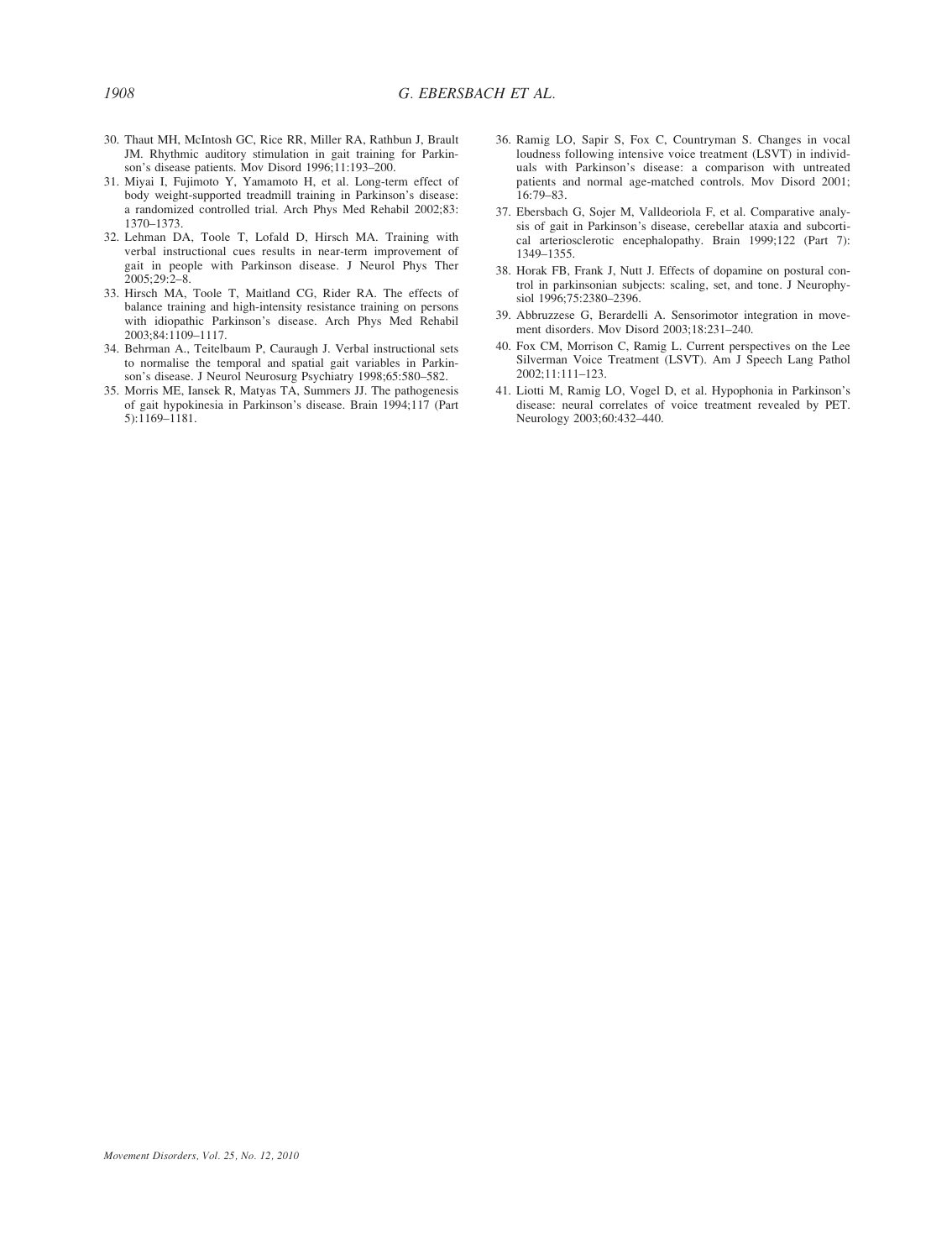30. Thaut MH, McIntosh GC, Rice RR, Miller RA, Rathbun J, Brault JM. Rhythmic auditory stimulation in gait training for Parkinson's disease patients. Mov Disord 1996;11:193–200.
31. Miyai I, Fujimoto Y, Yamamoto H, et al. Long-term effect of body weight-supported treadmill training in Parkinson's disease: a randomized controlled trial. Arch Phys Med Rehabil 2002;83: 1370–1373.
32. Lehman DA, Toole T, Lofald D, Hirsch MA. Training with verbal instructional cues results in near-term improvement of gait in people with Parkinson disease. J Neurol Phys Ther 2005;29:2–8.
33. Hirsch MA, Toole T, Maitland CG, Rider RA. The effects of balance training and high-intensity resistance training on persons with idiopathic Parkinson's disease. Arch Phys Med Rehabil 2003;84:1109–1117.
34. Behrman A., Teitelbaum P, Cauraugh J. Verbal instructional sets to normalise the temporal and spatial gait variables in Parkinson's disease. J Neurol Neurosurg Psychiatry 1998;65:580–582.
35. Morris ME, Iansek R, Matyas TA, Summers JJ. The pathogenesis of gait hypokinesia in Parkinson's disease. Brain 1994;117 (Part 5):1169–1181.
36. Ramig LO, Sapir S, Fox C, Countryman S. Changes in vocal loudness following intensive voice treatment (LSVT) in individuals with Parkinson's disease: a comparison with untreated patients and normal age-matched controls. Mov Disord 2001; 16:79–83.
37. Ebersbach G, Sojer M, Valldeoriola F, et al. Comparative analysis of gait in Parkinson's disease, cerebellar ataxia and subcortical arteriosclerotic encephalopathy. Brain 1999;122 (Part 7): 1349–1355.
38. Horak FB, Frank J, Nutt J. Effects of dopamine on postural control in parkinsonian subjects: scaling, set, and tone. J Neurophysiol 1996;75:2380–2396.
39. Abbruzzese G, Berardelli A. Sensorimotor integration in movement disorders. Mov Disord 2003;18:231–240.
40. Fox CM, Morrison C, Ramig L. Current perspectives on the Lee Silverman Voice Treatment (LSVT). Am J Speech Lang Pathol 2002;11:111–123.
41. Liotti M, Ramig LO, Vogel D, et al. Hypophonia in Parkinson's disease: neural correlates of voice treatment revealed by PET. Neurology 2003;60:432–440.